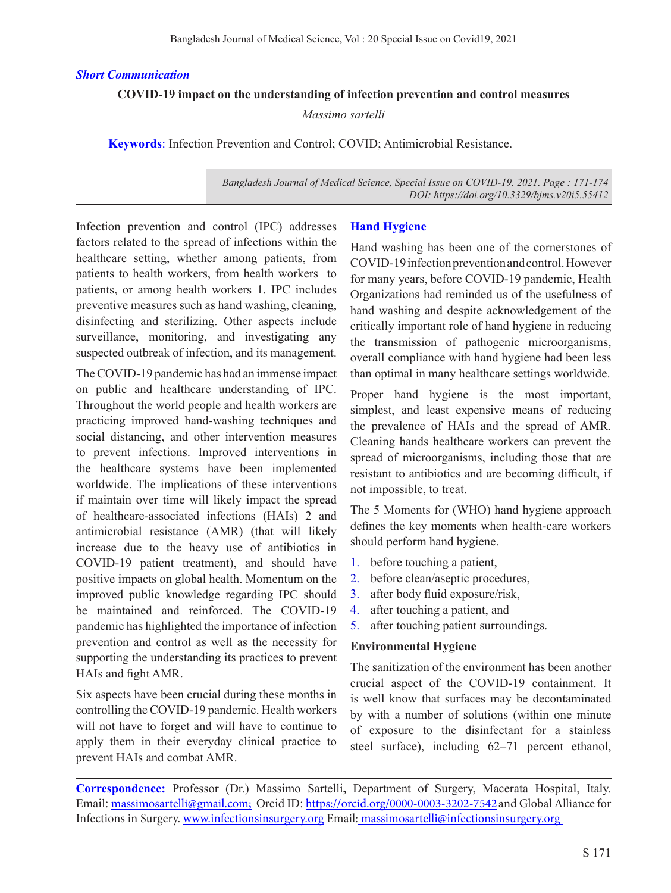*Short Communication*

# COVID-19 impact on the understanding of infection prevention and control measures

*Massimo sartelli*

**Keywords**: Infection Prevention and Control; COVID; Antimicrobial Resistance.

*Bangladesh Journal of Medical Science, Special Issue on COVID-19. 2021. Page : 171-174*
*DOI: https://doi.org/10.3329/bjms.v20i5.55412*

Infection prevention and control (IPC) addresses factors related to the spread of infections within the healthcare setting, whether among patients, from patients to health workers, from health workers to patients, or among health workers 1. IPC includes preventive measures such as hand washing, cleaning, disinfecting and sterilizing. Other aspects include surveillance, monitoring, and investigating any suspected outbreak of infection, and its management.

The COVID-19 pandemic has had an immense impact on public and healthcare understanding of IPC. Throughout the world people and health workers are practicing improved hand-washing techniques and social distancing, and other intervention measures to prevent infections. Improved interventions in the healthcare systems have been implemented worldwide. The implications of these interventions if maintain over time will likely impact the spread of healthcare-associated infections (HAIs) 2 and antimicrobial resistance (AMR) (that will likely increase due to the heavy use of antibiotics in COVID-19 patient treatment), and should have positive impacts on global health. Momentum on the improved public knowledge regarding IPC should be maintained and reinforced. The COVID-19 pandemic has highlighted the importance of infection prevention and control as well as the necessity for supporting the understanding its practices to prevent HAIs and fight AMR.

Six aspects have been crucial during these months in controlling the COVID-19 pandemic. Health workers will not have to forget and will have to continue to apply them in their everyday clinical practice to prevent HAIs and combat AMR.

## Hand Hygiene

Hand washing has been one of the cornerstones of COVID-19 infection prevention and control. However for many years, before COVID-19 pandemic, Health Organizations had reminded us of the usefulness of hand washing and despite acknowledgement of the critically important role of hand hygiene in reducing the transmission of pathogenic microorganisms, overall compliance with hand hygiene had been less than optimal in many healthcare settings worldwide.

Proper hand hygiene is the most important, simplest, and least expensive means of reducing the prevalence of HAIs and the spread of AMR. Cleaning hands healthcare workers can prevent the spread of microorganisms, including those that are resistant to antibiotics and are becoming difficult, if not impossible, to treat.

The 5 Moments for (WHO) hand hygiene approach defines the key moments when health-care workers should perform hand hygiene.

1. before touching a patient,
2. before clean/aseptic procedures,
3. after body fluid exposure/risk,
4. after touching a patient, and
5. after touching patient surroundings.

### Environmental Hygiene

The sanitization of the environment has been another crucial aspect of the COVID-19 containment. It is well know that surfaces may be decontaminated by with a number of solutions (within one minute of exposure to the disinfectant for a stainless steel surface), including 62–71 percent ethanol,

**Correspondence:** Professor (Dr.) Massimo Sartelli**,** Department of Surgery, Macerata Hospital, Italy. Email: massimosartelli@gmail.com; Orcid ID: https://orcid.org/0000-0003-3202-7542 and Global Alliance for Infections in Surgery. www.infectionsinsurgery.org Email: massimosartelli@infectionsinsurgery.org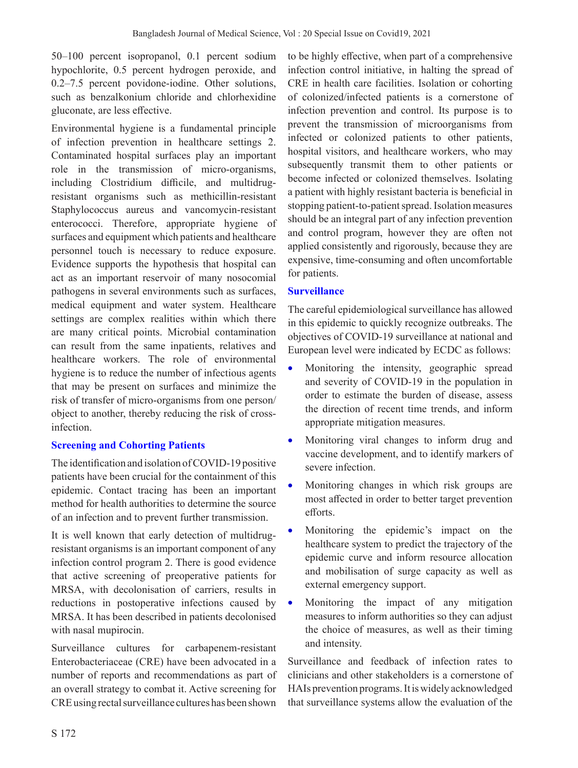50–100 percent isopropanol, 0.1 percent sodium hypochlorite, 0.5 percent hydrogen peroxide, and 0.2–7.5 percent povidone-iodine. Other solutions, such as benzalkonium chloride and chlorhexidine gluconate, are less effective.

Environmental hygiene is a fundamental principle of infection prevention in healthcare settings 2. Contaminated hospital surfaces play an important role in the transmission of micro-organisms, including Clostridium difficile, and multidrug-resistant organisms such as methicillin-resistant Staphylococcus aureus and vancomycin-resistant enterococci. Therefore, appropriate hygiene of surfaces and equipment which patients and healthcare personnel touch is necessary to reduce exposure. Evidence supports the hypothesis that hospital can act as an important reservoir of many nosocomial pathogens in several environments such as surfaces, medical equipment and water system. Healthcare settings are complex realities within which there are many critical points. Microbial contamination can result from the same inpatients, relatives and healthcare workers. The role of environmental hygiene is to reduce the number of infectious agents that may be present on surfaces and minimize the risk of transfer of micro-organisms from one person/object to another, thereby reducing the risk of cross-infection.

## Screening and Cohorting Patients

The identification and isolation of COVID-19 positive patients have been crucial for the containment of this epidemic. Contact tracing has been an important method for health authorities to determine the source of an infection and to prevent further transmission.

It is well known that early detection of multidrug-resistant organisms is an important component of any infection control program 2. There is good evidence that active screening of preoperative patients for MRSA, with decolonisation of carriers, results in reductions in postoperative infections caused by MRSA. It has been described in patients decolonised with nasal mupirocin.

Surveillance cultures for carbapenem-resistant Enterobacteriaceae (CRE) have been advocated in a number of reports and recommendations as part of an overall strategy to combat it. Active screening for CRE using rectal surveillance cultures has been shown to be highly effective, when part of a comprehensive infection control initiative, in halting the spread of CRE in health care facilities. Isolation or cohorting of colonized/infected patients is a cornerstone of infection prevention and control. Its purpose is to prevent the transmission of microorganisms from infected or colonized patients to other patients, hospital visitors, and healthcare workers, who may subsequently transmit them to other patients or become infected or colonized themselves. Isolating a patient with highly resistant bacteria is beneficial in stopping patient-to-patient spread. Isolation measures should be an integral part of any infection prevention and control program, however they are often not applied consistently and rigorously, because they are expensive, time-consuming and often uncomfortable for patients.

## Surveillance

The careful epidemiological surveillance has allowed in this epidemic to quickly recognize outbreaks. The objectives of COVID-19 surveillance at national and European level were indicated by ECDC as follows:

- Monitoring the intensity, geographic spread and severity of COVID-19 in the population in order to estimate the burden of disease, assess the direction of recent time trends, and inform appropriate mitigation measures.
- Monitoring viral changes to inform drug and vaccine development, and to identify markers of severe infection.
- Monitoring changes in which risk groups are most affected in order to better target prevention efforts.
- Monitoring the epidemic's impact on the healthcare system to predict the trajectory of the epidemic curve and inform resource allocation and mobilisation of surge capacity as well as external emergency support.
- Monitoring the impact of any mitigation measures to inform authorities so they can adjust the choice of measures, as well as their timing and intensity.

Surveillance and feedback of infection rates to clinicians and other stakeholders is a cornerstone of HAIs prevention programs. It is widely acknowledged that surveillance systems allow the evaluation of the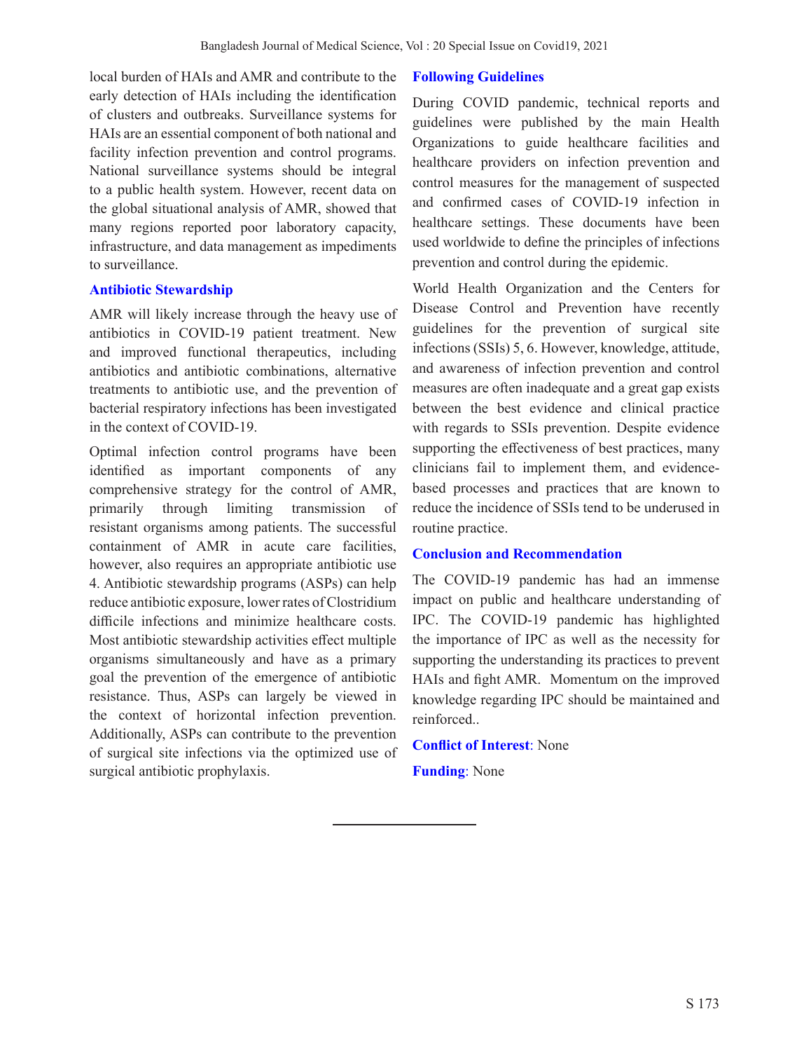local burden of HAIs and AMR and contribute to the early detection of HAIs including the identification of clusters and outbreaks. Surveillance systems for HAIs are an essential component of both national and facility infection prevention and control programs. National surveillance systems should be integral to a public health system. However, recent data on the global situational analysis of AMR, showed that many regions reported poor laboratory capacity, infrastructure, and data management as impediments to surveillance.

## Antibiotic Stewardship

AMR will likely increase through the heavy use of antibiotics in COVID-19 patient treatment. New and improved functional therapeutics, including antibiotics and antibiotic combinations, alternative treatments to antibiotic use, and the prevention of bacterial respiratory infections has been investigated in the context of COVID-19.

Optimal infection control programs have been identified as important components of any comprehensive strategy for the control of AMR, primarily through limiting transmission of resistant organisms among patients. The successful containment of AMR in acute care facilities, however, also requires an appropriate antibiotic use 4. Antibiotic stewardship programs (ASPs) can help reduce antibiotic exposure, lower rates of Clostridium difficile infections and minimize healthcare costs. Most antibiotic stewardship activities effect multiple organisms simultaneously and have as a primary goal the prevention of the emergence of antibiotic resistance. Thus, ASPs can largely be viewed in the context of horizontal infection prevention. Additionally, ASPs can contribute to the prevention of surgical site infections via the optimized use of surgical antibiotic prophylaxis.

## Following Guidelines

During COVID pandemic, technical reports and guidelines were published by the main Health Organizations to guide healthcare facilities and healthcare providers on infection prevention and control measures for the management of suspected and confirmed cases of COVID-19 infection in healthcare settings. These documents have been used worldwide to define the principles of infections prevention and control during the epidemic.

World Health Organization and the Centers for Disease Control and Prevention have recently guidelines for the prevention of surgical site infections (SSIs) 5, 6. However, knowledge, attitude, and awareness of infection prevention and control measures are often inadequate and a great gap exists between the best evidence and clinical practice with regards to SSIs prevention. Despite evidence supporting the effectiveness of best practices, many clinicians fail to implement them, and evidence-based processes and practices that are known to reduce the incidence of SSIs tend to be underused in routine practice.

## Conclusion and Recommendation

The COVID-19 pandemic has had an immense impact on public and healthcare understanding of IPC. The COVID-19 pandemic has highlighted the importance of IPC as well as the necessity for supporting the understanding its practices to prevent HAIs and fight AMR. Momentum on the improved knowledge regarding IPC should be maintained and reinforced..

**Conflict of Interest**: None

**Funding**: None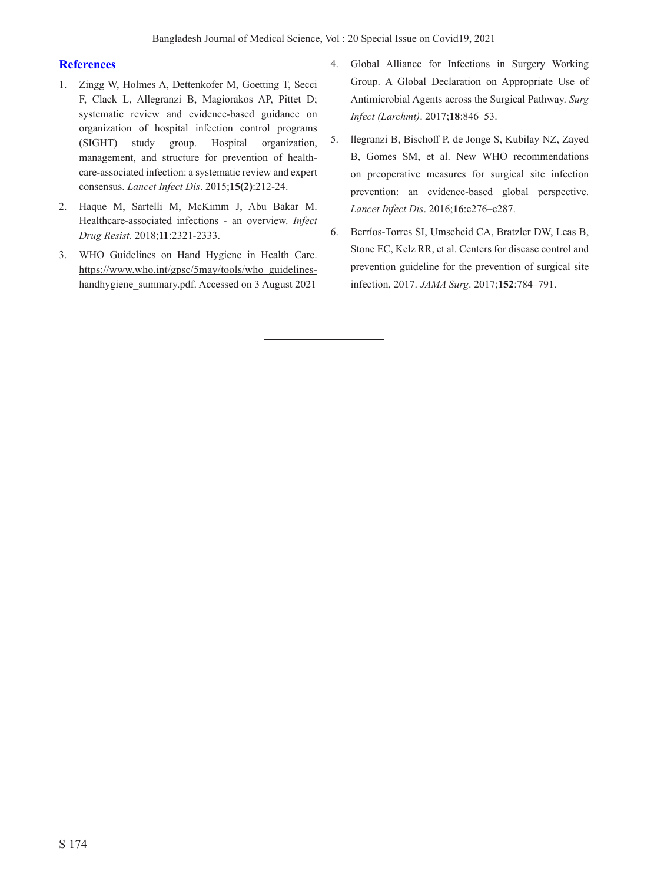## References

1. Zingg W, Holmes A, Dettenkofer M, Goetting T, Secci F, Clack L, Allegranzi B, Magiorakos AP, Pittet D; systematic review and evidence-based guidance on organization of hospital infection control programs (SIGHT) study group. Hospital organization, management, and structure for prevention of health-care-associated infection: a systematic review and expert consensus. *Lancet Infect Dis*. 2015;**15(2)**:212-24.
2. Haque M, Sartelli M, McKimm J, Abu Bakar M. Healthcare-associated infections - an overview. *Infect Drug Resist*. 2018;**11**:2321-2333.
3. WHO Guidelines on Hand Hygiene in Health Care. https://www.who.int/gpsc/5may/tools/who_guidelines-handhygiene_summary.pdf. Accessed on 3 August 2021
4. Global Alliance for Infections in Surgery Working Group. A Global Declaration on Appropriate Use of Antimicrobial Agents across the Surgical Pathway. *Surg Infect (Larchmt)*. 2017;**18**:846–53.
5. llegranzi B, Bischoff P, de Jonge S, Kubilay NZ, Zayed B, Gomes SM, et al. New WHO recommendations on preoperative measures for surgical site infection prevention: an evidence-based global perspective. *Lancet Infect Dis*. 2016;**16**:e276–e287.
6. Berríos-Torres SI, Umscheid CA, Bratzler DW, Leas B, Stone EC, Kelz RR, et al. Centers for disease control and prevention guideline for the prevention of surgical site infection, 2017. *JAMA Surg*. 2017;**152**:784–791.